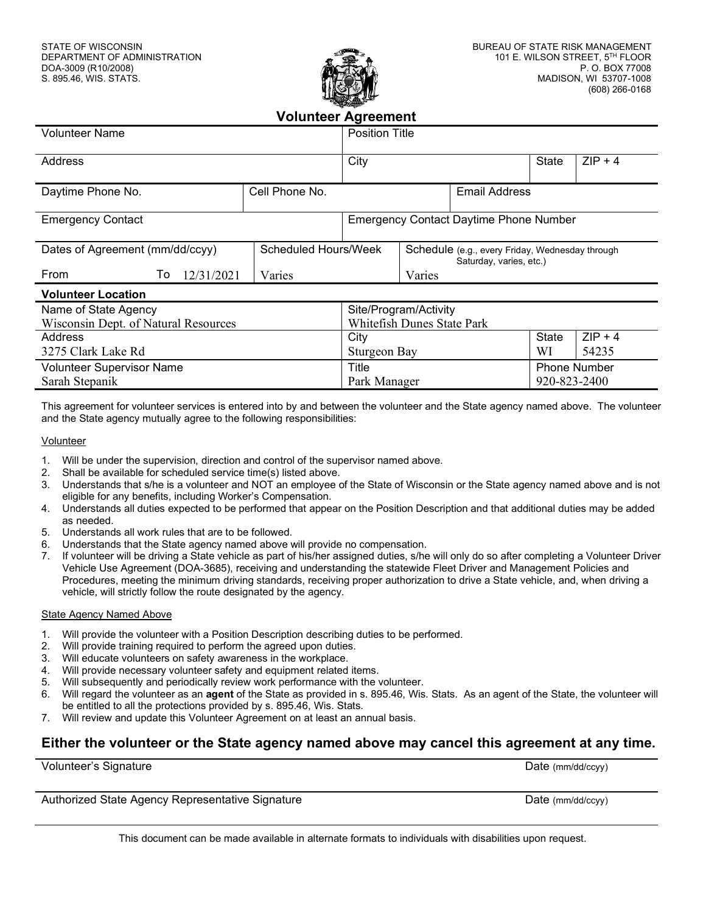STATE OF WISCONSIN
DEPARTMENT OF ADMINISTRATION
DOA-3009 (R10/2008)
S. 895.46, WIS. STATS.

BUREAU OF STATE RISK MANAGEMENT
101 E. WILSON STREET, 5TH FLOOR
P. O. BOX 77008
MADISON, WI 53707-1008
(608) 266-0168

# Volunteer Agreement

| Volunteer Name | | Position Title | | | |
|---|---|---|---|---|---|
| Address | | City | | State | ZIP + 4 |
| Daytime Phone No. | Cell Phone No. | | Email Address | | |
| Emergency Contact | | Emergency Contact Daytime Phone Number | | | |
| Dates of Agreement (mm/dd/ccyy) From To 12/31/2021 | Scheduled Hours/Week Varies | Schedule (e.g., every Friday, Wednesday through Saturday, varies, etc.) Varies | | | |

**Volunteer Location**

| Name of State Agency | Site/Program/Activity | | |
|---|---|---|---|
| Wisconsin Dept. of Natural Resources | Whitefish Dunes State Park | | |
| **Address** | **City** | **State** | **ZIP + 4** |
| 3275 Clark Lake Rd | Sturgeon Bay | WI | 54235 |
| **Volunteer Supervisor Name** | **Title** | **Phone Number** | |
| Sarah Stepanik | Park Manager | 920-823-2400 | |

This agreement for volunteer services is entered into by and between the volunteer and the State agency named above. The volunteer and the State agency mutually agree to the following responsibilities:

Volunteer

1. Will be under the supervision, direction and control of the supervisor named above.
2. Shall be available for scheduled service time(s) listed above.
3. Understands that s/he is a volunteer and NOT an employee of the State of Wisconsin or the State agency named above and is not eligible for any benefits, including Worker's Compensation.
4. Understands all duties expected to be performed that appear on the Position Description and that additional duties may be added as needed.
5. Understands all work rules that are to be followed.
6. Understands that the State agency named above will provide no compensation.
7. If volunteer will be driving a State vehicle as part of his/her assigned duties, s/he will only do so after completing a Volunteer Driver Vehicle Use Agreement (DOA-3685), receiving and understanding the statewide Fleet Driver and Management Policies and Procedures, meeting the minimum driving standards, receiving proper authorization to drive a State vehicle, and, when driving a vehicle, will strictly follow the route designated by the agency.

State Agency Named Above

1. Will provide the volunteer with a Position Description describing duties to be performed.
2. Will provide training required to perform the agreed upon duties.
3. Will educate volunteers on safety awareness in the workplace.
4. Will provide necessary volunteer safety and equipment related items.
5. Will subsequently and periodically review work performance with the volunteer.
6. Will regard the volunteer as an **agent** of the State as provided in s. 895.46, Wis. Stats. As an agent of the State, the volunteer will be entitled to all the protections provided by s. 895.46, Wis. Stats.
7. Will review and update this Volunteer Agreement on at least an annual basis.

## Either the volunteer or the State agency named above may cancel this agreement at any time.

Volunteer's Signature ______________________ Date (mm/dd/ccyy) __________

Authorized State Agency Representative Signature ______________________ Date (mm/dd/ccyy) __________

This document can be made available in alternate formats to individuals with disabilities upon request.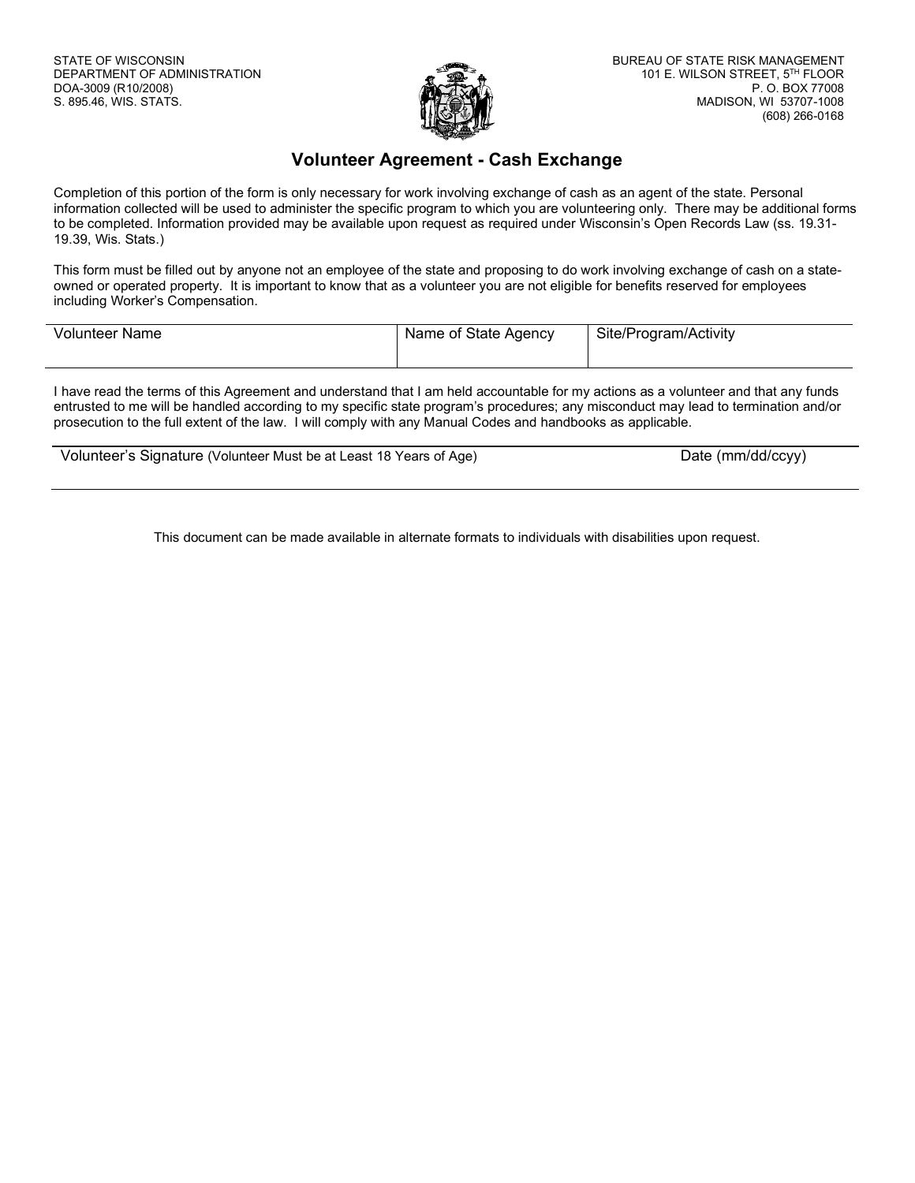STATE OF WISCONSIN
DEPARTMENT OF ADMINISTRATION
DOA-3009 (R10/2008)
S. 895.46, WIS. STATS.

BUREAU OF STATE RISK MANAGEMENT
101 E. WILSON STREET, 5TH FLOOR
P. O. BOX 77008
MADISON, WI 53707-1008
(608) 266-0168

# Volunteer Agreement - Cash Exchange

Completion of this portion of the form is only necessary for work involving exchange of cash as an agent of the state. Personal information collected will be used to administer the specific program to which you are volunteering only. There may be additional forms to be completed. Information provided may be available upon request as required under Wisconsin's Open Records Law (ss. 19.31-19.39, Wis. Stats.)

This form must be filled out by anyone not an employee of the state and proposing to do work involving exchange of cash on a state-owned or operated property. It is important to know that as a volunteer you are not eligible for benefits reserved for employees including Worker's Compensation.

| Volunteer Name | Name of State Agency | Site/Program/Activity |
| --- | --- | --- |
| | | |

I have read the terms of this Agreement and understand that I am held accountable for my actions as a volunteer and that any funds entrusted to me will be handled according to my specific state program's procedures; any misconduct may lead to termination and/or prosecution to the full extent of the law. I will comply with any Manual Codes and handbooks as applicable.

| Volunteer's Signature (Volunteer Must be at Least 18 Years of Age) | Date (mm/dd/ccyy) |
| --- | --- |
| | |

This document can be made available in alternate formats to individuals with disabilities upon request.